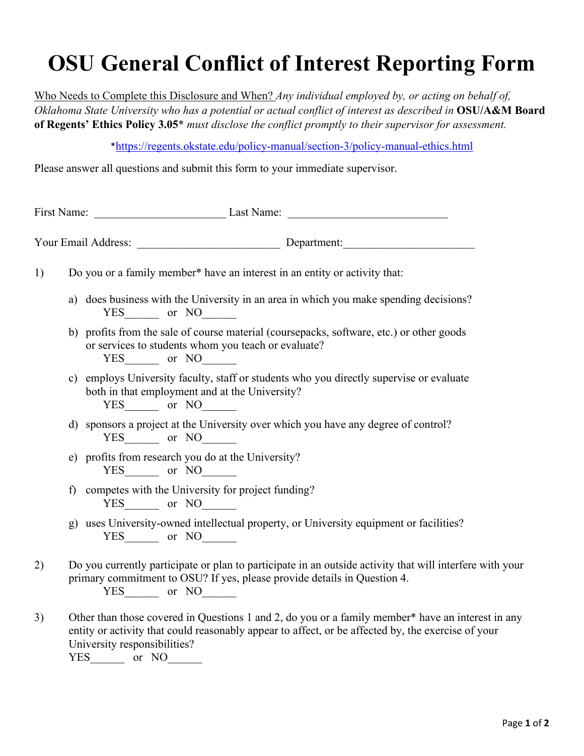# OSU General Conflict of Interest Reporting Form

Who Needs to Complete this Disclosure and When? *Any individual employed by, or acting on behalf of, Oklahoma State University who has a potential or actual conflict of interest as described in* **OSU/A&M Board of Regents' Ethics Policy 3.05*** *must disclose the conflict promptly to their supervisor for assessment.*

*https://regents.okstate.edu/policy-manual/section-3/policy-manual-ethics.html

Please answer all questions and submit this form to your immediate supervisor.

First Name: ______________________ Last Name: ___________________________

Your Email Address: ________________________ Department:______________________

1) Do you or a family member* have an interest in an entity or activity that:

   a) does business with the University in an area in which you make spending decisions?
      YES______ or NO______

   b) profits from the sale of course material (coursepacks, software, etc.) or other goods or services to students whom you teach or evaluate?
      YES______ or NO______

   c) employs University faculty, staff or students who you directly supervise or evaluate both in that employment and at the University?
      YES______ or NO______

   d) sponsors a project at the University over which you have any degree of control?
      YES______ or NO______

   e) profits from research you do at the University?
      YES______ or NO______

   f) competes with the University for project funding?
      YES______ or NO______

   g) uses University-owned intellectual property, or University equipment or facilities?
      YES______ or NO______

2) Do you currently participate or plan to participate in an outside activity that will interfere with your primary commitment to OSU? If yes, please provide details in Question 4.
   YES______ or NO______

3) Other than those covered in Questions 1 and 2, do you or a family member* have an interest in any entity or activity that could reasonably appear to affect, or be affected by, the exercise of your University responsibilities?
   YES______ or NO______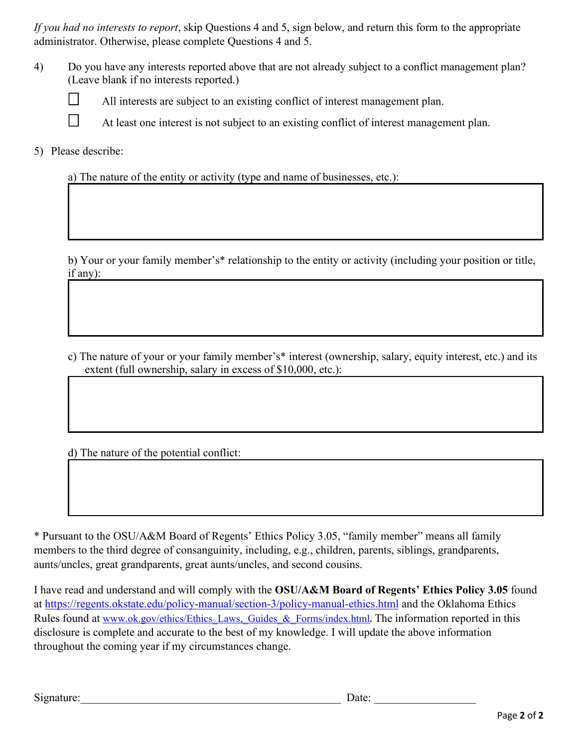*If you had no interests to report*, skip Questions 4 and 5, sign below, and return this form to the appropriate administrator. Otherwise, please complete Questions 4 and 5.

4) Do you have any interests reported above that are not already subject to a conflict management plan? (Leave blank if no interests reported.)

☐ All interests are subject to an existing conflict of interest management plan.

☐ At least one interest is not subject to an existing conflict of interest management plan.

5) Please describe:

a) The nature of the entity or activity (type and name of businesses, etc.):

b) Your or your family member's* relationship to the entity or activity (including your position or title, if any):

c) The nature of your or your family member's* interest (ownership, salary, equity interest, etc.) and its extent (full ownership, salary in excess of $10,000, etc.):

d) The nature of the potential conflict:

* Pursuant to the OSU/A&M Board of Regents' Ethics Policy 3.05, "family member" means all family members to the third degree of consanguinity, including, e.g., children, parents, siblings, grandparents, aunts/uncles, great grandparents, great aunts/uncles, and second cousins.

I have read and understand and will comply with the **OSU/A&M Board of Regents' Ethics Policy 3.05** found at https://regents.okstate.edu/policy-manual/section-3/policy-manual-ethics.html and the Oklahoma Ethics Rules found at www.ok.gov/ethics/Ethics_Laws,_Guides_&_Forms/index.html. The information reported in this disclosure is complete and accurate to the best of my knowledge. I will update the above information throughout the coming year if my circumstances change.

Signature:_______________________________________________ Date: __________________